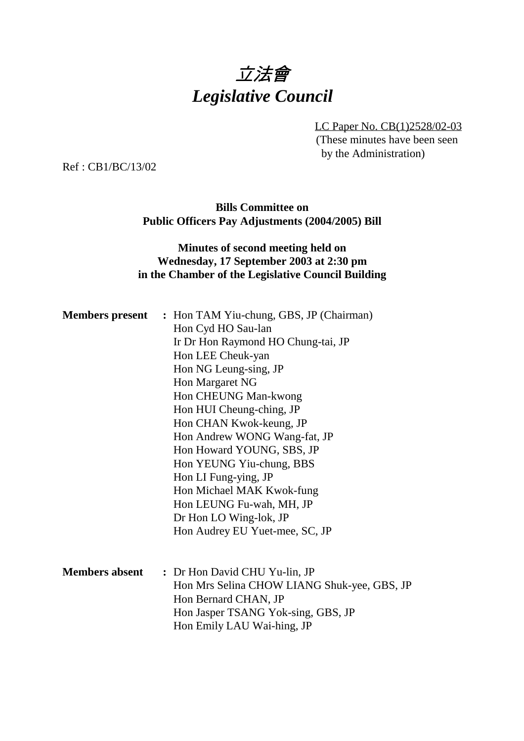# *立法會*
# *Legislative Council*

LC Paper No. CB(1)2528/02-03
(These minutes have been seen by the Administration)

Ref : CB1/BC/13/02

**Bills Committee on**
**Public Officers Pay Adjustments (2004/2005) Bill**

**Minutes of second meeting held on**
**Wednesday, 17 September 2003 at 2:30 pm**
**in the Chamber of the Legislative Council Building**

**Members present :** Hon TAM Yiu-chung, GBS, JP (Chairman)
Hon Cyd HO Sau-lan
Ir Dr Hon Raymond HO Chung-tai, JP
Hon LEE Cheuk-yan
Hon NG Leung-sing, JP
Hon Margaret NG
Hon CHEUNG Man-kwong
Hon HUI Cheung-ching, JP
Hon CHAN Kwok-keung, JP
Hon Andrew WONG Wang-fat, JP
Hon Howard YOUNG, SBS, JP
Hon YEUNG Yiu-chung, BBS
Hon LI Fung-ying, JP
Hon Michael MAK Kwok-fung
Hon LEUNG Fu-wah, MH, JP
Dr Hon LO Wing-lok, JP
Hon Audrey EU Yuet-mee, SC, JP

**Members absent :** Dr Hon David CHU Yu-lin, JP
Hon Mrs Selina CHOW LIANG Shuk-yee, GBS, JP
Hon Bernard CHAN, JP
Hon Jasper TSANG Yok-sing, GBS, JP
Hon Emily LAU Wai-hing, JP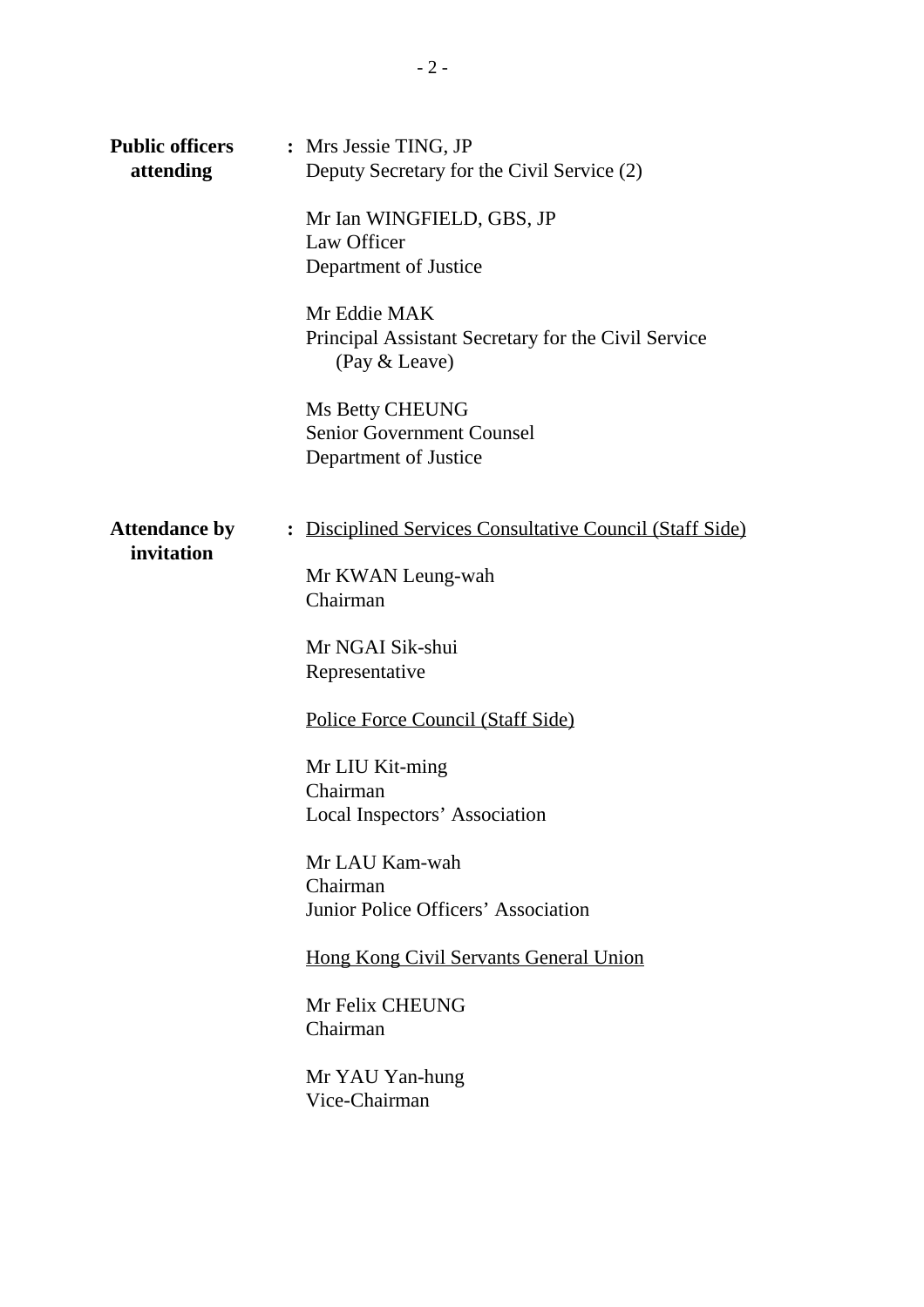| | | |
|---|---|---|
| **Public officers attending** | **:** | Mrs Jessie TING, JP<br>Deputy Secretary for the Civil Service (2)<br><br>Mr Ian WINGFIELD, GBS, JP<br>Law Officer<br>Department of Justice<br><br>Mr Eddie MAK<br>Principal Assistant Secretary for the Civil Service (Pay & Leave)<br><br>Ms Betty CHEUNG<br>Senior Government Counsel<br>Department of Justice |
| **Attendance by invitation** | **:** | <u>Disciplined Services Consultative Council (Staff Side)</u><br><br>Mr KWAN Leung-wah<br>Chairman<br><br>Mr NGAI Sik-shui<br>Representative<br><br><u>Police Force Council (Staff Side)</u><br><br>Mr LIU Kit-ming<br>Chairman<br>Local Inspectors' Association<br><br>Mr LAU Kam-wah<br>Chairman<br>Junior Police Officers' Association<br><br><u>Hong Kong Civil Servants General Union</u><br><br>Mr Felix CHEUNG<br>Chairman<br><br>Mr YAU Yan-hung<br>Vice-Chairman |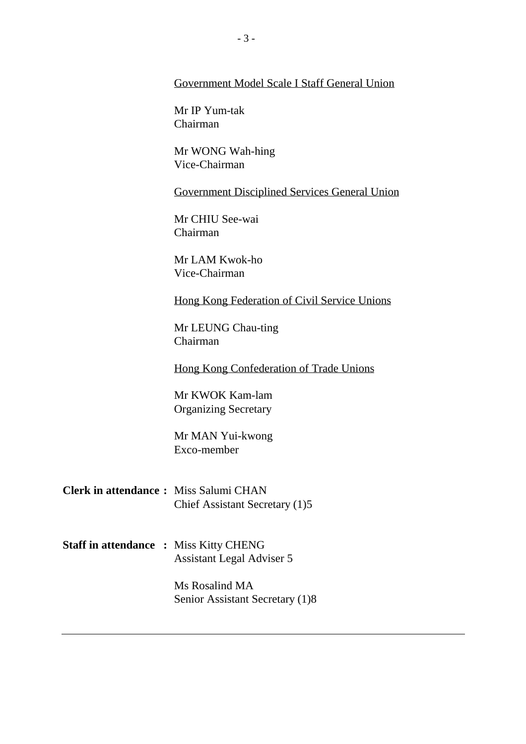<u>Government Model Scale I Staff General Union</u>

Mr IP Yum-tak
Chairman

Mr WONG Wah-hing
Vice-Chairman

<u>Government Disciplined Services General Union</u>

Mr CHIU See-wai
Chairman

Mr LAM Kwok-ho
Vice-Chairman

<u>Hong Kong Federation of Civil Service Unions</u>

Mr LEUNG Chau-ting
Chairman

<u>Hong Kong Confederation of Trade Unions</u>

Mr KWOK Kam-lam
Organizing Secretary

Mr MAN Yui-kwong
Exco-member

**Clerk in attendance :** Miss Salumi CHAN
Chief Assistant Secretary (1)5

**Staff in attendance :** Miss Kitty CHENG
Assistant Legal Adviser 5

Ms Rosalind MA
Senior Assistant Secretary (1)8

---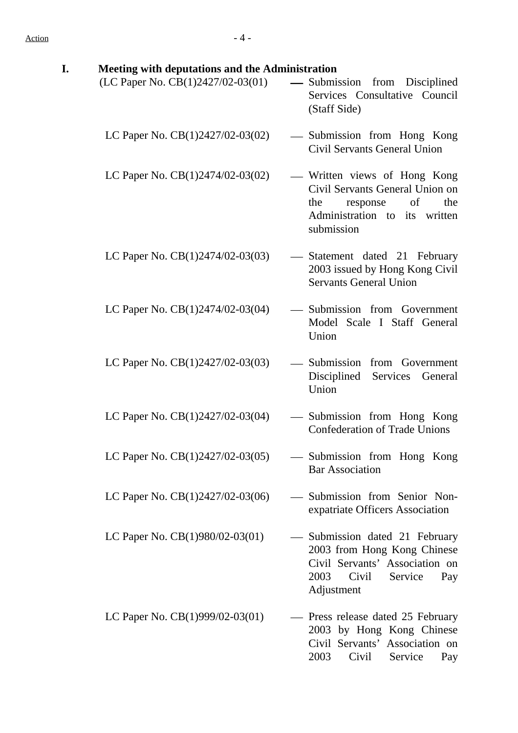Action

## I. Meeting with deputations and the Administration

(LC Paper No. CB(1)2427/02-03(01) — Submission from Disciplined Services Consultative Council (Staff Side)

LC Paper No. CB(1)2427/02-03(02) — Submission from Hong Kong Civil Servants General Union

LC Paper No. CB(1)2474/02-03(02) — Written views of Hong Kong Civil Servants General Union on the response of the Administration to its written submission

LC Paper No. CB(1)2474/02-03(03) — Statement dated 21 February 2003 issued by Hong Kong Civil Servants General Union

LC Paper No. CB(1)2474/02-03(04) — Submission from Government Model Scale I Staff General Union

LC Paper No. CB(1)2427/02-03(03) — Submission from Government Disciplined Services General Union

LC Paper No. CB(1)2427/02-03(04) — Submission from Hong Kong Confederation of Trade Unions

LC Paper No. CB(1)2427/02-03(05) — Submission from Hong Kong Bar Association

LC Paper No. CB(1)2427/02-03(06) — Submission from Senior Non-expatriate Officers Association

LC Paper No. CB(1)980/02-03(01) — Submission dated 21 February 2003 from Hong Kong Chinese Civil Servants' Association on 2003 Civil Service Pay Adjustment

LC Paper No. CB(1)999/02-03(01) — Press release dated 25 February 2003 by Hong Kong Chinese Civil Servants' Association on 2003 Civil Service Pay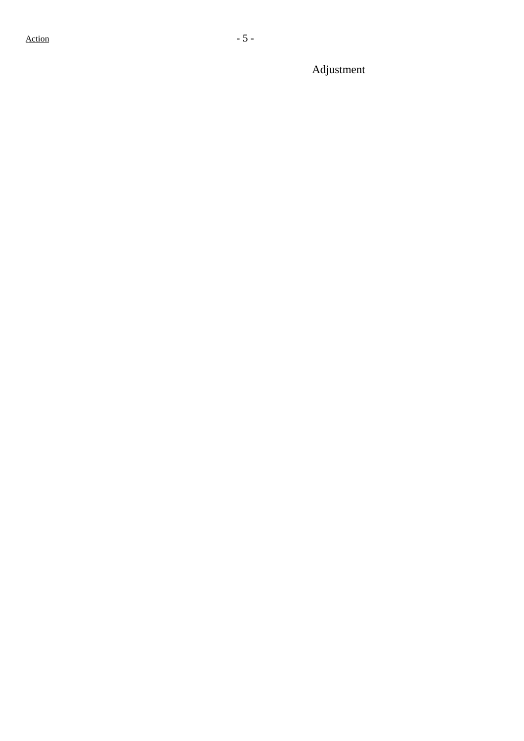Adjustment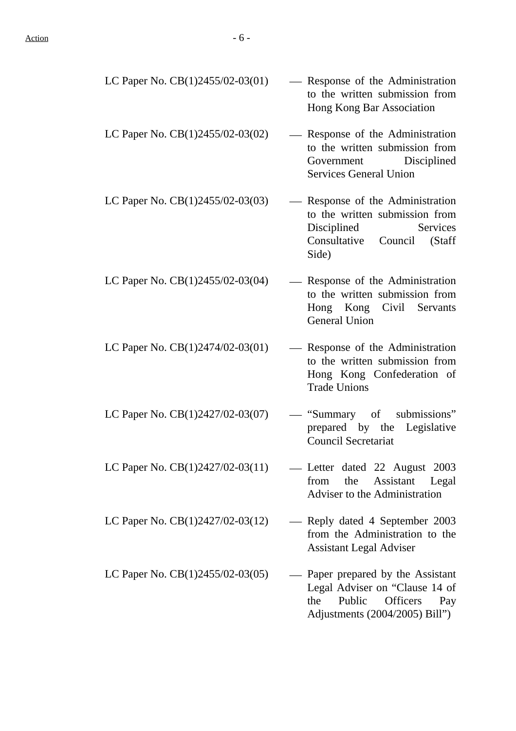| | | |
|---|---|---|
| LC Paper No. CB(1)2455/02-03(01) | — | Response of the Administration to the written submission from Hong Kong Bar Association |
| LC Paper No. CB(1)2455/02-03(02) | — | Response of the Administration to the written submission from Government Disciplined Services General Union |
| LC Paper No. CB(1)2455/02-03(03) | — | Response of the Administration to the written submission from Disciplined Services Consultative Council (Staff Side) |
| LC Paper No. CB(1)2455/02-03(04) | — | Response of the Administration to the written submission from Hong Kong Civil Servants General Union |
| LC Paper No. CB(1)2474/02-03(01) | — | Response of the Administration to the written submission from Hong Kong Confederation of Trade Unions |
| LC Paper No. CB(1)2427/02-03(07) | — | "Summary of submissions" prepared by the Legislative Council Secretariat |
| LC Paper No. CB(1)2427/02-03(11) | — | Letter dated 22 August 2003 from the Assistant Legal Adviser to the Administration |
| LC Paper No. CB(1)2427/02-03(12) | — | Reply dated 4 September 2003 from the Administration to the Assistant Legal Adviser |
| LC Paper No. CB(1)2455/02-03(05) | — | Paper prepared by the Assistant Legal Adviser on "Clause 14 of the Public Officers Pay Adjustments (2004/2005) Bill") |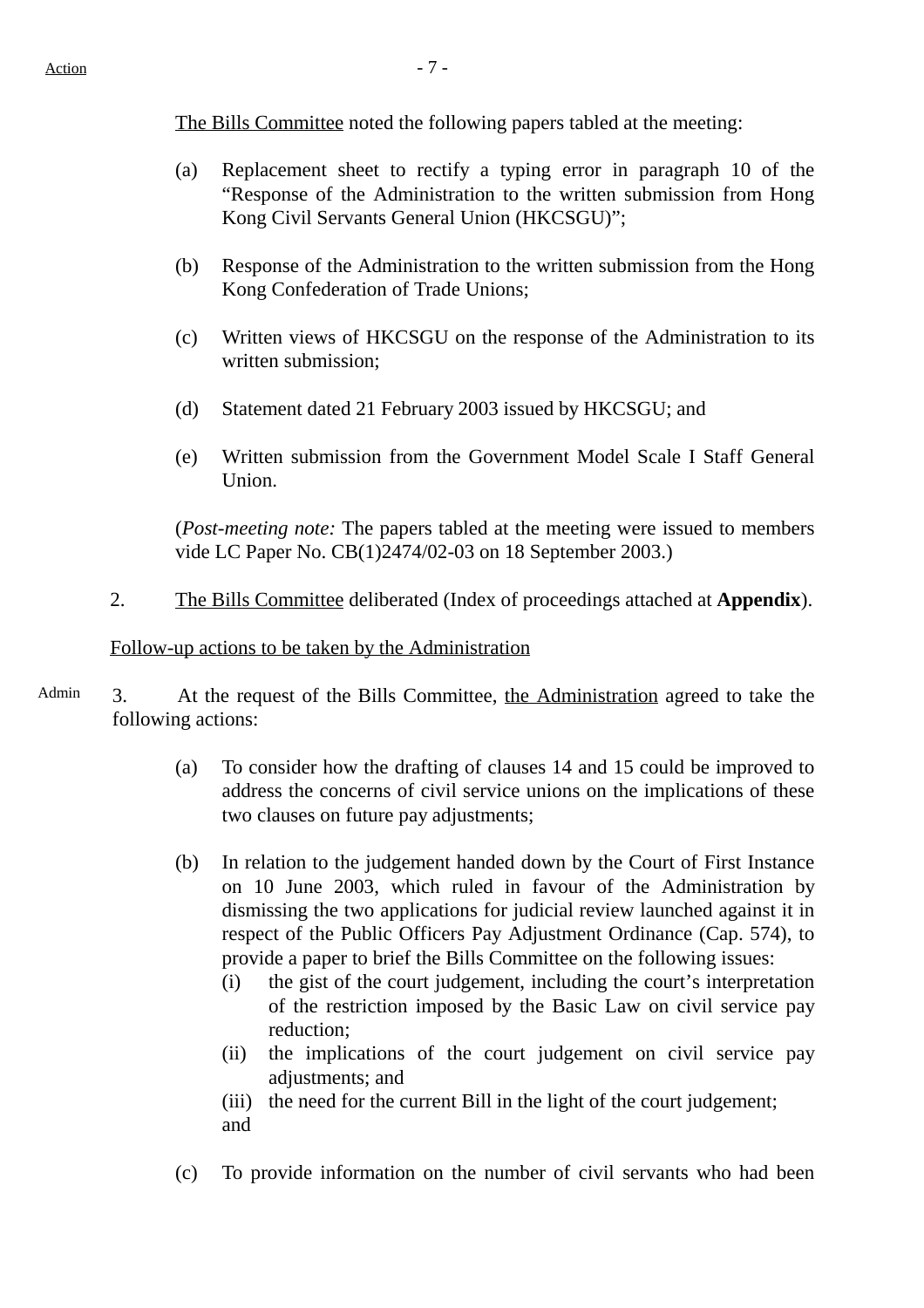Action

The Bills Committee noted the following papers tabled at the meeting:

(a) Replacement sheet to rectify a typing error in paragraph 10 of the "Response of the Administration to the written submission from Hong Kong Civil Servants General Union (HKCSGU)";

(b) Response of the Administration to the written submission from the Hong Kong Confederation of Trade Unions;

(c) Written views of HKCSGU on the response of the Administration to its written submission;

(d) Statement dated 21 February 2003 issued by HKCSGU; and

(e) Written submission from the Government Model Scale I Staff General Union.

(*Post-meeting note:* The papers tabled at the meeting were issued to members vide LC Paper No. CB(1)2474/02-03 on 18 September 2003.)

2. The Bills Committee deliberated (Index of proceedings attached at **Appendix**).

Follow-up actions to be taken by the Administration

Admin

3. At the request of the Bills Committee, the Administration agreed to take the following actions:

(a) To consider how the drafting of clauses 14 and 15 could be improved to address the concerns of civil service unions on the implications of these two clauses on future pay adjustments;

(b) In relation to the judgement handed down by the Court of First Instance on 10 June 2003, which ruled in favour of the Administration by dismissing the two applications for judicial review launched against it in respect of the Public Officers Pay Adjustment Ordinance (Cap. 574), to provide a paper to brief the Bills Committee on the following issues:
   (i) the gist of the court judgement, including the court's interpretation of the restriction imposed by the Basic Law on civil service pay reduction;
   (ii) the implications of the court judgement on civil service pay adjustments; and
   (iii) the need for the current Bill in the light of the court judgement;
   and

(c) To provide information on the number of civil servants who had been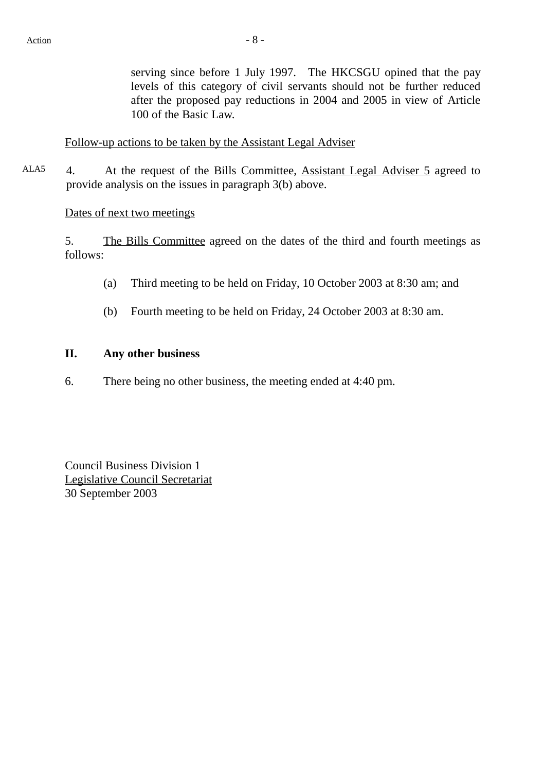serving since before 1 July 1997. The HKCSGU opined that the pay levels of this category of civil servants should not be further reduced after the proposed pay reductions in 2004 and 2005 in view of Article 100 of the Basic Law.

Follow-up actions to be taken by the Assistant Legal Adviser

ALA5

4. At the request of the Bills Committee, Assistant Legal Adviser 5 agreed to provide analysis on the issues in paragraph 3(b) above.

Dates of next two meetings

5. The Bills Committee agreed on the dates of the third and fourth meetings as follows:

(a) Third meeting to be held on Friday, 10 October 2003 at 8:30 am; and

(b) Fourth meeting to be held on Friday, 24 October 2003 at 8:30 am.

## II. Any other business

6. There being no other business, the meeting ended at 4:40 pm.

Council Business Division 1
Legislative Council Secretariat
30 September 2003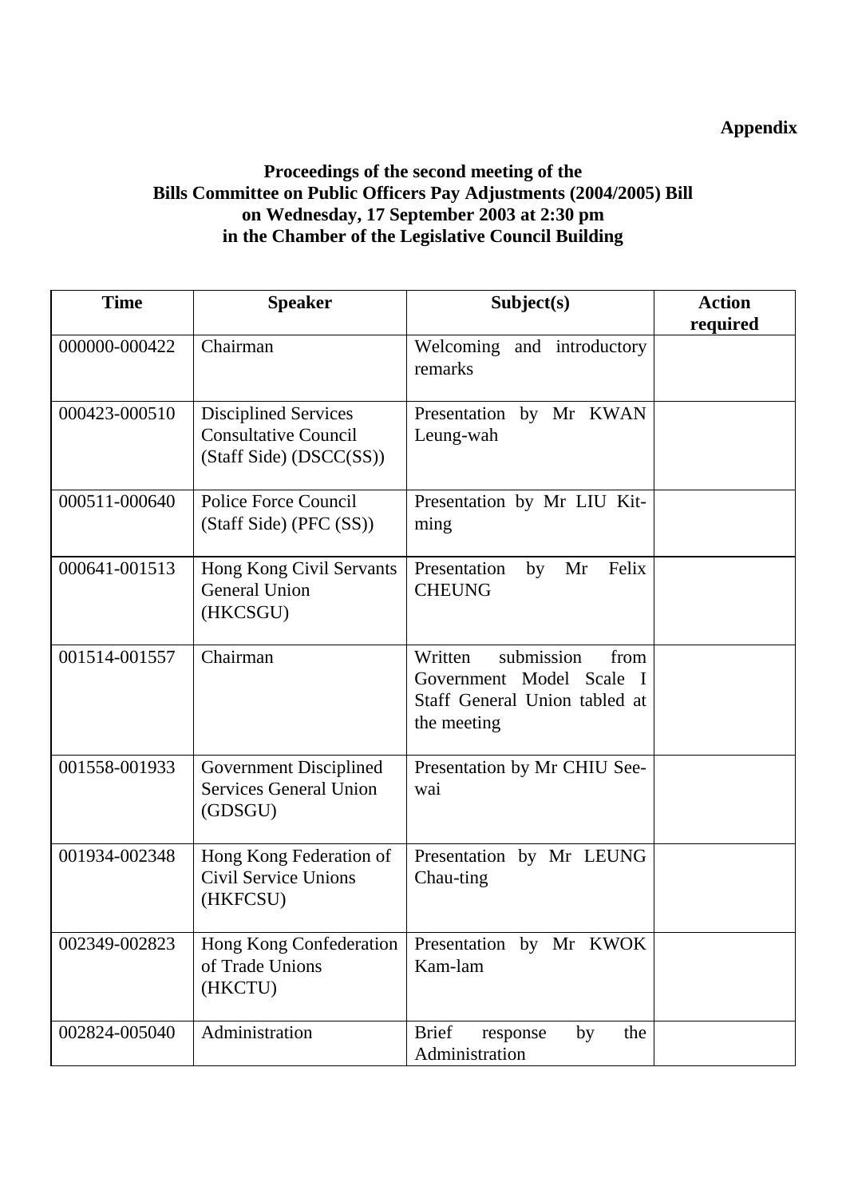**Appendix**

**Proceedings of the second meeting of the Bills Committee on Public Officers Pay Adjustments (2004/2005) Bill on Wednesday, 17 September 2003 at 2:30 pm in the Chamber of the Legislative Council Building**

| Time | Speaker | Subject(s) | Action required |
|---|---|---|---|
| 000000-000422 | Chairman | Welcoming and introductory remarks | |
| 000423-000510 | Disciplined Services Consultative Council (Staff Side) (DSCC(SS)) | Presentation by Mr KWAN Leung-wah | |
| 000511-000640 | Police Force Council (Staff Side) (PFC (SS)) | Presentation by Mr LIU Kit-ming | |
| 000641-001513 | Hong Kong Civil Servants General Union (HKCSGU) | Presentation by Mr Felix CHEUNG | |
| 001514-001557 | Chairman | Written submission from Government Model Scale I Staff General Union tabled at the meeting | |
| 001558-001933 | Government Disciplined Services General Union (GDSGU) | Presentation by Mr CHIU See-wai | |
| 001934-002348 | Hong Kong Federation of Civil Service Unions (HKFCSU) | Presentation by Mr LEUNG Chau-ting | |
| 002349-002823 | Hong Kong Confederation of Trade Unions (HKCTU) | Presentation by Mr KWOK Kam-lam | |
| 002824-005040 | Administration | Brief response by the Administration | |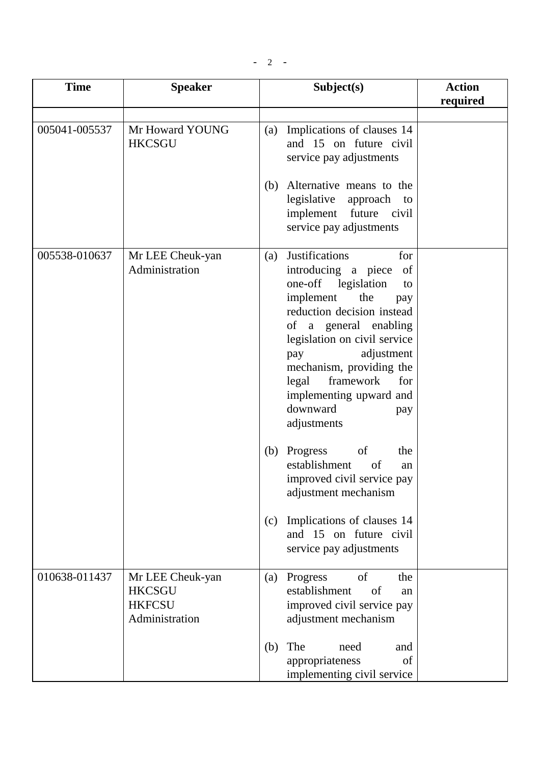| Time | Speaker | Subject(s) | Action required |
|---|---|---|---|
| | | | |
| 005041-005537 | Mr Howard YOUNG<br>HKCSGU | (a) Implications of clauses 14 and 15 on future civil service pay adjustments<br><br>(b) Alternative means to the legislative approach to implement future civil service pay adjustments | |
| 005538-010637 | Mr LEE Cheuk-yan<br>Administration | (a) Justifications for introducing a piece of one-off legislation to implement the pay reduction decision instead of a general enabling legislation on civil service pay adjustment mechanism, providing the legal framework for implementing upward and downward pay adjustments<br><br>(b) Progress of the establishment of an improved civil service pay adjustment mechanism<br><br>(c) Implications of clauses 14 and 15 on future civil service pay adjustments | |
| 010638-011437 | Mr LEE Cheuk-yan<br>HKCSGU<br>HKFCSU<br>Administration | (a) Progress of the establishment of an improved civil service pay adjustment mechanism<br><br>(b) The need and appropriateness of implementing civil service | |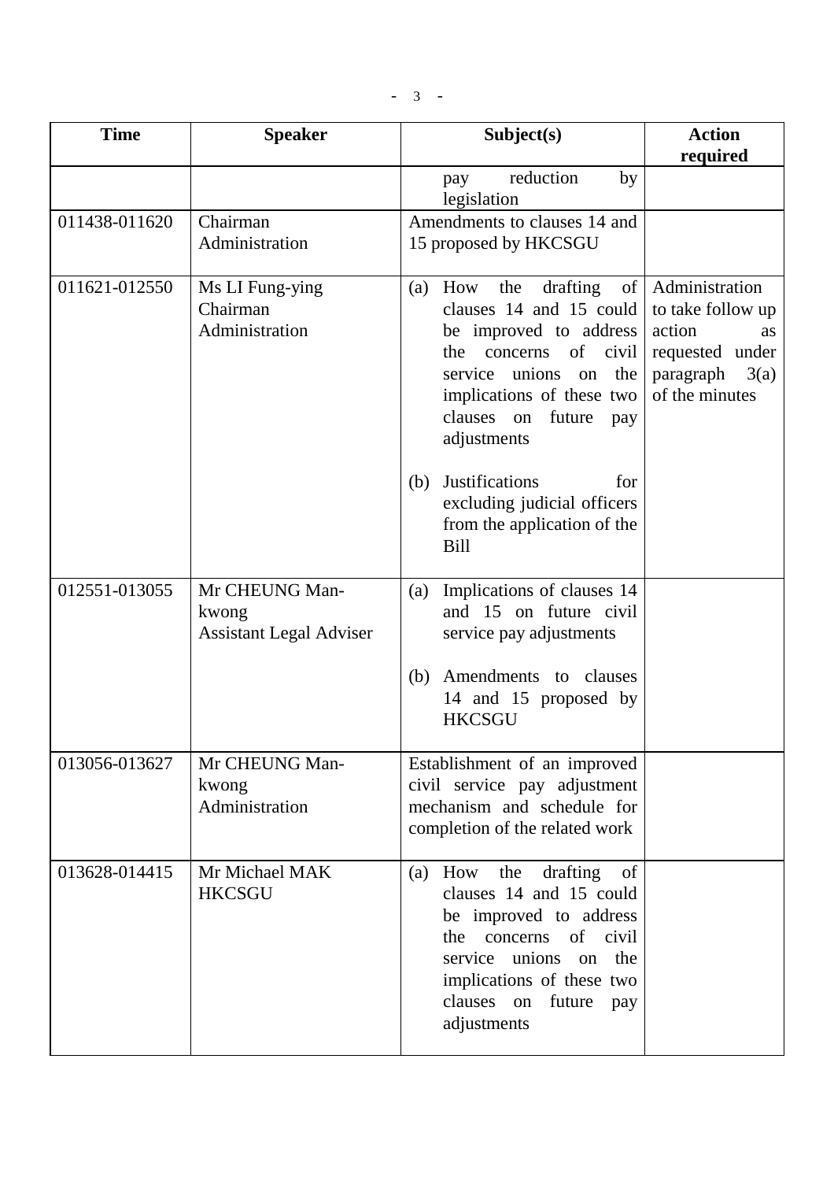| Time | Speaker | Subject(s) | Action required |
|---|---|---|---|
| | | pay reduction by legislation | |
| 011438-011620 | Chairman<br>Administration | Amendments to clauses 14 and 15 proposed by HKCSGU | |
| 011621-012550 | Ms LI Fung-ying<br>Chairman<br>Administration | (a) How the drafting of clauses 14 and 15 could be improved to address the concerns of civil service unions on the implications of these two clauses on future pay adjustments<br><br>(b) Justifications for excluding judicial officers from the application of the Bill | Administration to take follow up action as requested under paragraph 3(a) of the minutes |
| 012551-013055 | Mr CHEUNG Man-kwong<br>Assistant Legal Adviser | (a) Implications of clauses 14 and 15 on future civil service pay adjustments<br><br>(b) Amendments to clauses 14 and 15 proposed by HKCSGU | |
| 013056-013627 | Mr CHEUNG Man-kwong<br>Administration | Establishment of an improved civil service pay adjustment mechanism and schedule for completion of the related work | |
| 013628-014415 | Mr Michael MAK<br>HKCSGU | (a) How the drafting of clauses 14 and 15 could be improved to address the concerns of civil service unions on the implications of these two clauses on future pay adjustments | |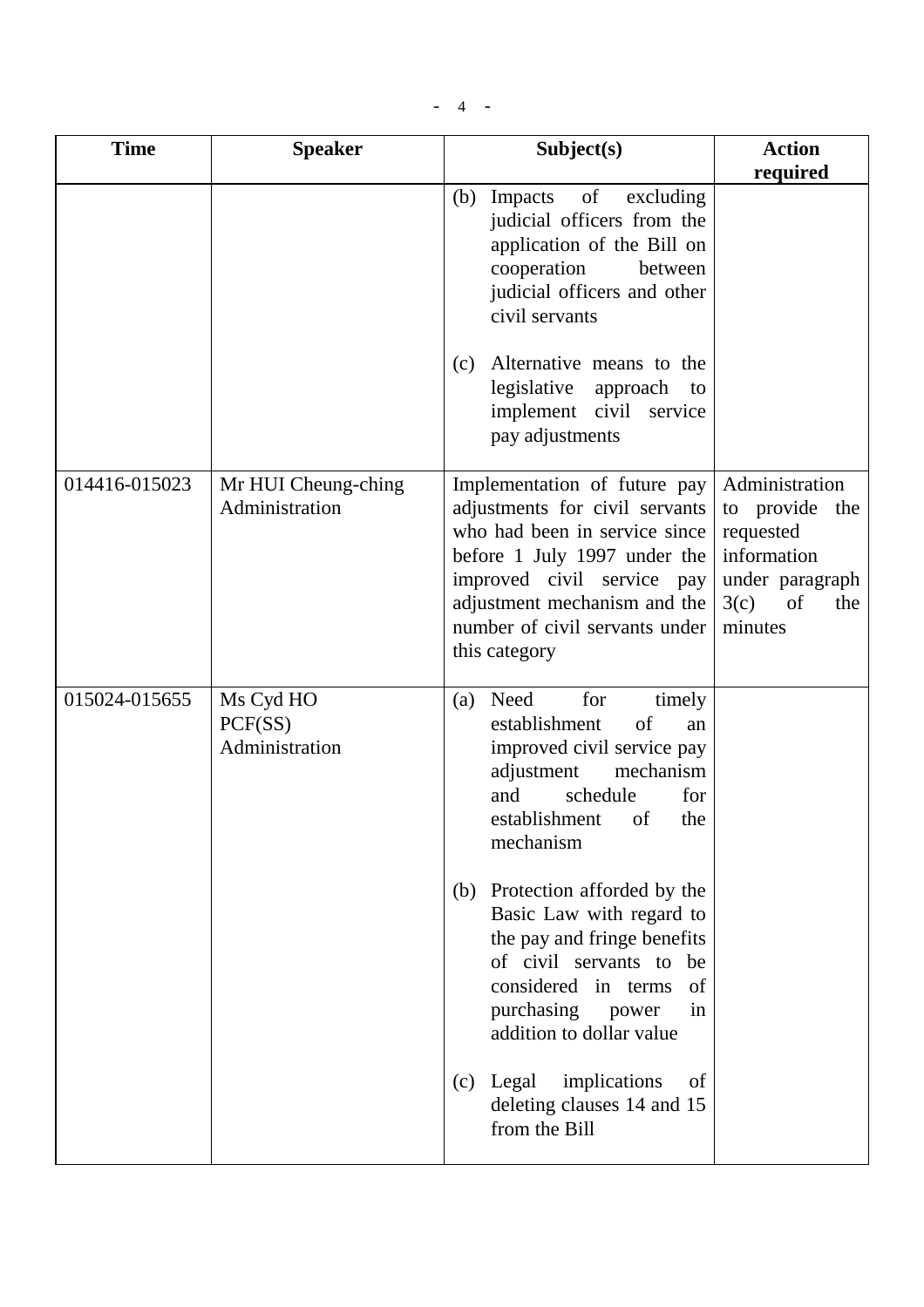| Time | Speaker | Subject(s) | Action required |
|---|---|---|---|
| | | (b) Impacts of excluding judicial officers from the application of the Bill on cooperation between judicial officers and other civil servants<br><br>(c) Alternative means to the legislative approach to implement civil service pay adjustments | |
| 014416-015023 | Mr HUI Cheung-ching<br>Administration | Implementation of future pay adjustments for civil servants who had been in service since before 1 July 1997 under the improved civil service pay adjustment mechanism and the number of civil servants under this category | Administration to provide the requested information under paragraph 3(c) of the minutes |
| 015024-015655 | Ms Cyd HO<br>PCF(SS)<br>Administration | (a) Need for timely establishment of an improved civil service pay adjustment mechanism and schedule for establishment of the mechanism<br><br>(b) Protection afforded by the Basic Law with regard to the pay and fringe benefits of civil servants to be considered in terms of purchasing power in addition to dollar value<br><br>(c) Legal implications of deleting clauses 14 and 15 from the Bill | |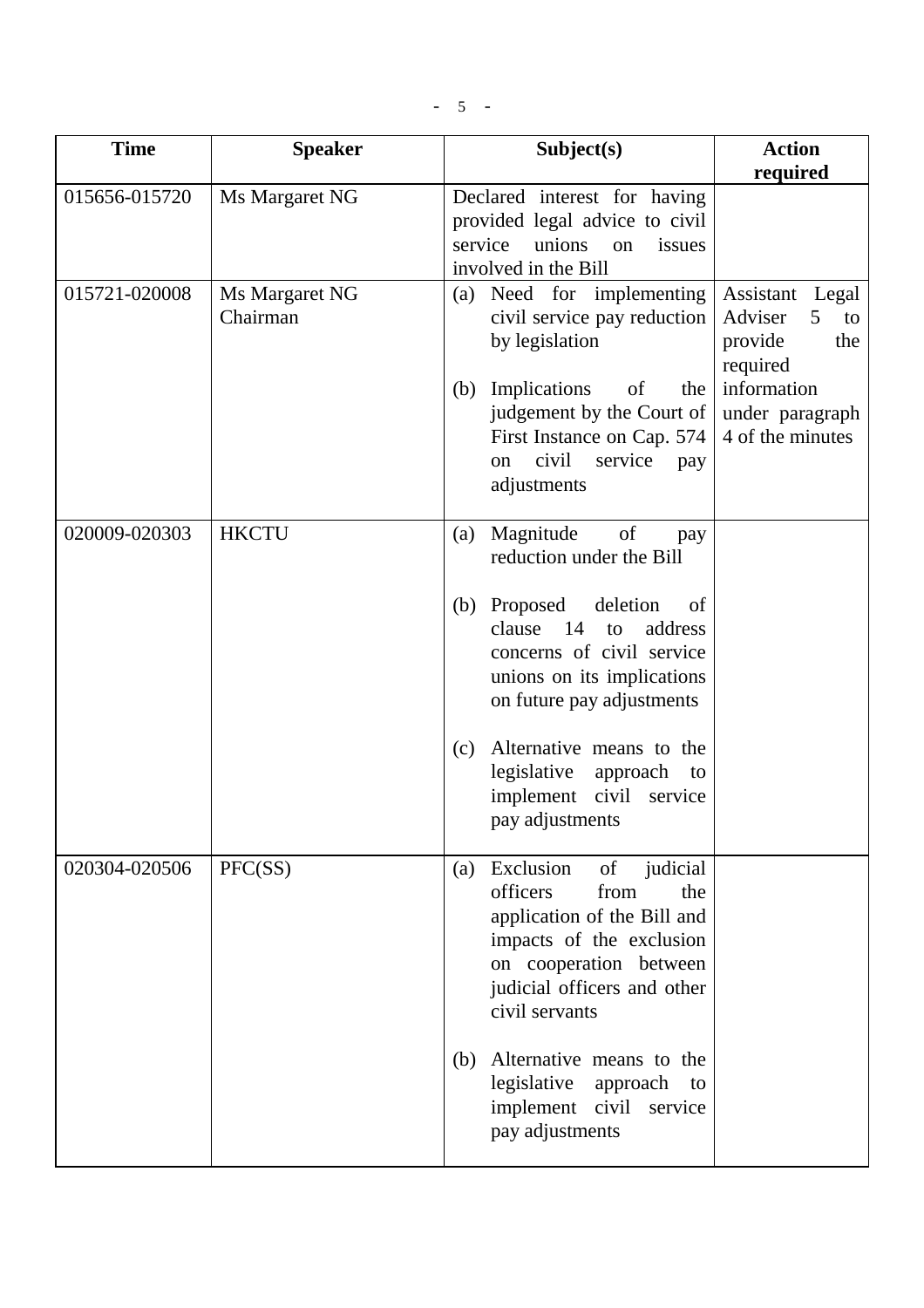| Time | Speaker | Subject(s) | Action required |
|---|---|---|---|
| 015656-015720 | Ms Margaret NG | Declared interest for having provided legal advice to civil service unions on issues involved in the Bill | |
| 015721-020008 | Ms Margaret NG<br>Chairman | (a) Need for implementing civil service pay reduction by legislation<br><br>(b) Implications of the judgement by the Court of First Instance on Cap. 574 on civil service pay adjustments | Assistant Legal Adviser 5 to provide the required information under paragraph 4 of the minutes |
| 020009-020303 | HKCTU | (a) Magnitude of pay reduction under the Bill<br><br>(b) Proposed deletion of clause 14 to address concerns of civil service unions on its implications on future pay adjustments<br><br>(c) Alternative means to the legislative approach to implement civil service pay adjustments | |
| 020304-020506 | PFC(SS) | (a) Exclusion of judicial officers from the application of the Bill and impacts of the exclusion on cooperation between judicial officers and other civil servants<br><br>(b) Alternative means to the legislative approach to implement civil service pay adjustments | |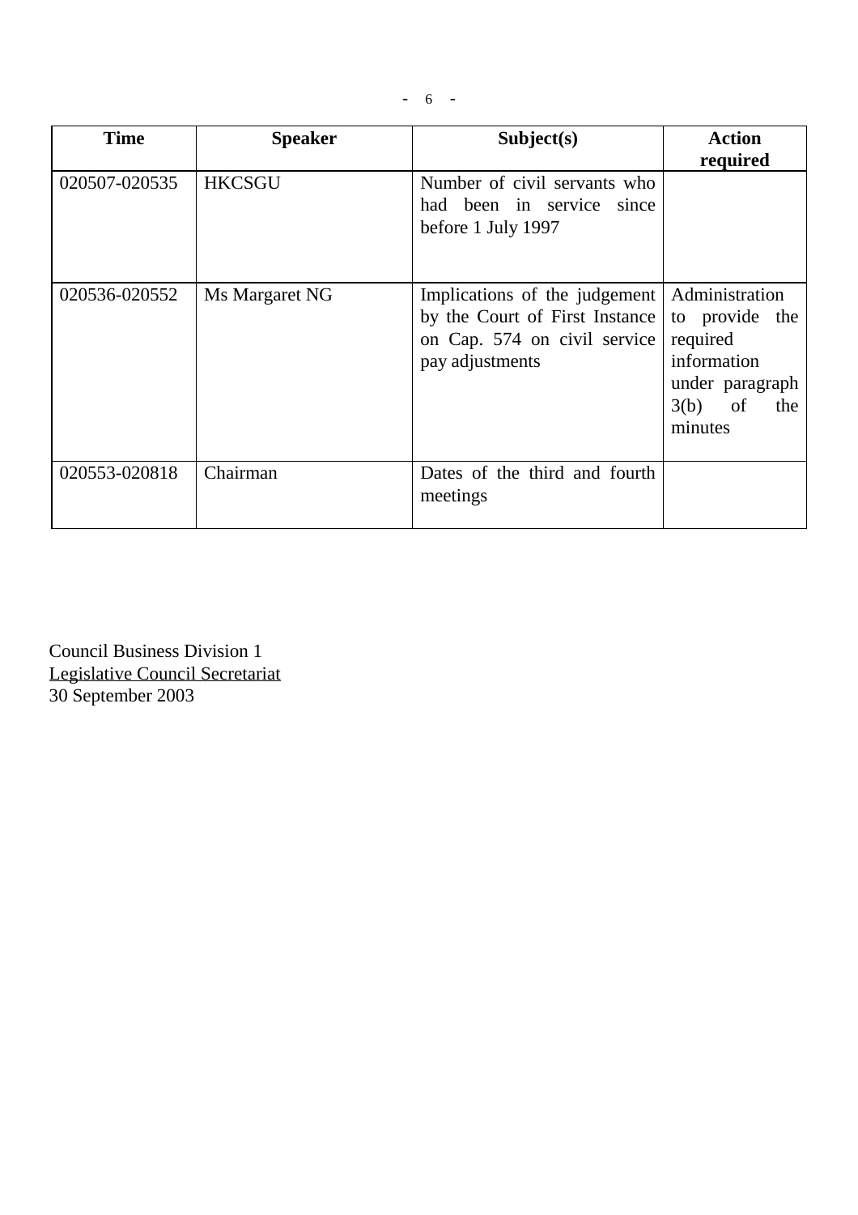| Time | Speaker | Subject(s) | Action required |
|---|---|---|---|
| 020507-020535 | HKCSGU | Number of civil servants who had been in service since before 1 July 1997 | |
| 020536-020552 | Ms Margaret NG | Implications of the judgement by the Court of First Instance on Cap. 574 on civil service pay adjustments | Administration to provide the required information under paragraph 3(b) of the minutes |
| 020553-020818 | Chairman | Dates of the third and fourth meetings | |

Council Business Division 1
Legislative Council Secretariat
30 September 2003